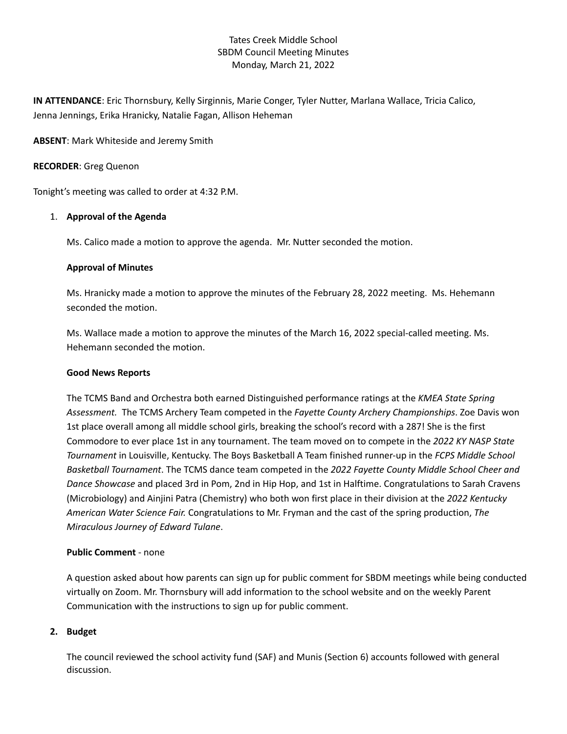Tates Creek Middle School
SBDM Council Meeting Minutes
Monday, March 21, 2022

**IN ATTENDANCE**: Eric Thornsbury, Kelly Sirginnis, Marie Conger, Tyler Nutter, Marlana Wallace, Tricia Calico, Jenna Jennings, Erika Hranicky, Natalie Fagan, Allison Heheman

**ABSENT**: Mark Whiteside and Jeremy Smith

**RECORDER**: Greg Quenon

Tonight's meeting was called to order at 4:32 P.M.

1. **Approval of the Agenda**

   Ms. Calico made a motion to approve the agenda. Mr. Nutter seconded the motion.

   **Approval of Minutes**

   Ms. Hranicky made a motion to approve the minutes of the February 28, 2022 meeting. Ms. Hehemann seconded the motion.

   Ms. Wallace made a motion to approve the minutes of the March 16, 2022 special-called meeting. Ms. Hehemann seconded the motion.

   **Good News Reports**

   The TCMS Band and Orchestra both earned Distinguished performance ratings at the *KMEA State Spring Assessment.* The TCMS Archery Team competed in the *Fayette County Archery Championships*. Zoe Davis won 1st place overall among all middle school girls, breaking the school's record with a 287! She is the first Commodore to ever place 1st in any tournament. The team moved on to compete in the *2022 KY NASP State Tournament* in Louisville, Kentucky. The Boys Basketball A Team finished runner-up in the *FCPS Middle School Basketball Tournament*. The TCMS dance team competed in the *2022 Fayette County Middle School Cheer and Dance Showcase* and placed 3rd in Pom, 2nd in Hip Hop, and 1st in Halftime. Congratulations to Sarah Cravens (Microbiology) and Ainjini Patra (Chemistry) who both won first place in their division at the *2022 Kentucky American Water Science Fair.* Congratulations to Mr. Fryman and the cast of the spring production, *The Miraculous Journey of Edward Tulane*.

   **Public Comment** - none

   A question asked about how parents can sign up for public comment for SBDM meetings while being conducted virtually on Zoom. Mr. Thornsbury will add information to the school website and on the weekly Parent Communication with the instructions to sign up for public comment.

2. **Budget**

   The council reviewed the school activity fund (SAF) and Munis (Section 6) accounts followed with general discussion.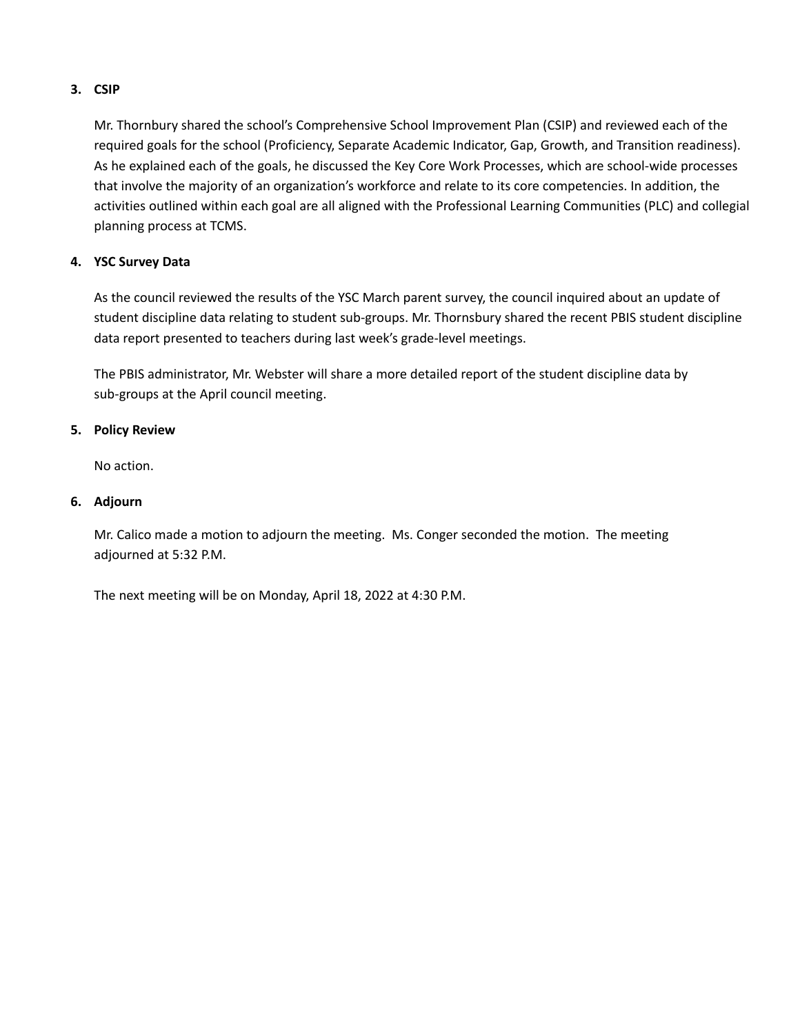**3. CSIP**

Mr. Thornbury shared the school's Comprehensive School Improvement Plan (CSIP) and reviewed each of the required goals for the school (Proficiency, Separate Academic Indicator, Gap, Growth, and Transition readiness). As he explained each of the goals, he discussed the Key Core Work Processes, which are school-wide processes that involve the majority of an organization's workforce and relate to its core competencies. In addition, the activities outlined within each goal are all aligned with the Professional Learning Communities (PLC) and collegial planning process at TCMS.

**4. YSC Survey Data**

As the council reviewed the results of the YSC March parent survey, the council inquired about an update of student discipline data relating to student sub-groups. Mr. Thornsbury shared the recent PBIS student discipline data report presented to teachers during last week's grade-level meetings.

The PBIS administrator, Mr. Webster will share a more detailed report of the student discipline data by sub-groups at the April council meeting.

**5. Policy Review**

No action.

**6. Adjourn**

Mr. Calico made a motion to adjourn the meeting. Ms. Conger seconded the motion. The meeting adjourned at 5:32 P.M.

The next meeting will be on Monday, April 18, 2022 at 4:30 P.M.